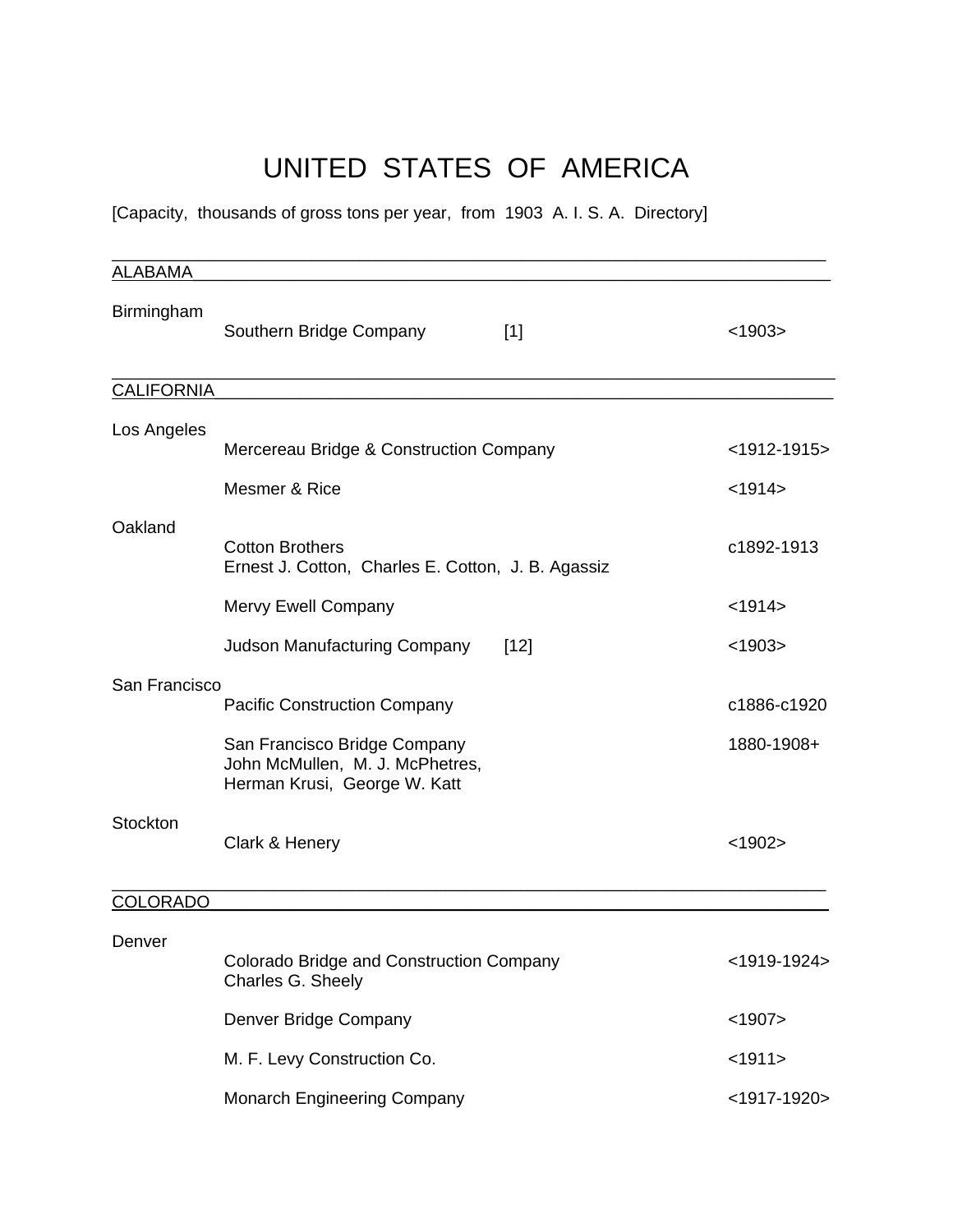# UNITED STATES OF AMERICA

[Capacity, thousands of gross tons per year, from 1903 A. I. S. A. Directory]

## ALABAMA

**Birmingham**

| Company | Capacity | Dates |
|---|---|---|
| Southern Bridge Company | [1] | <1903> |

## CALIFORNIA

**Los Angeles**

| Company | Capacity | Dates |
|---|---|---|
| Mercereau Bridge & Construction Company | | <1912-1915> |
| Mesmer & Rice | | <1914> |

**Oakland**

| Company | Capacity | Dates |
|---|---|---|
| Cotton Brothers<br>Ernest J. Cotton, Charles E. Cotton, J. B. Agassiz | | c1892-1913 |
| Mervy Ewell Company | | <1914> |
| Judson Manufacturing Company | [12] | <1903> |

**San Francisco**

| Company | Capacity | Dates |
|---|---|---|
| Pacific Construction Company | | c1886-c1920 |
| San Francisco Bridge Company<br>John McMullen, M. J. McPhetres,<br>Herman Krusi, George W. Katt | | 1880-1908+ |

**Stockton**

| Company | Capacity | Dates |
|---|---|---|
| Clark & Henery | | <1902> |

## COLORADO

**Denver**

| Company | Capacity | Dates |
|---|---|---|
| Colorado Bridge and Construction Company<br>Charles G. Sheely | | <1919-1924> |
| Denver Bridge Company | | <1907> |
| M. F. Levy Construction Co. | | <1911> |
| Monarch Engineering Company | | <1917-1920> |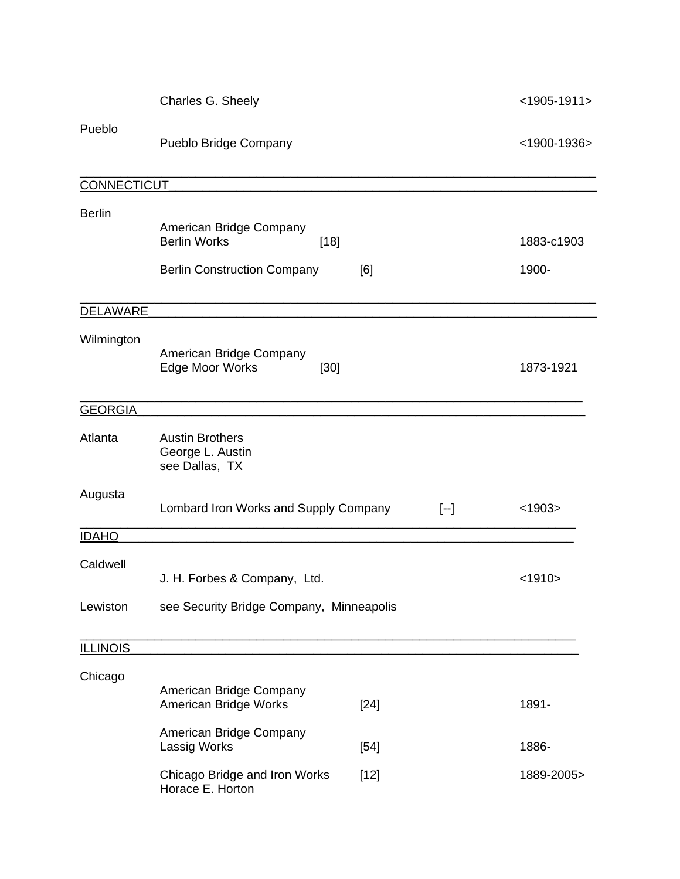| | | | | |
|---|---|---|---|---|
| | Charles G. Sheely | | | <1905-1911> |
| Pueblo | Pueblo Bridge Company | | | <1900-1936> |

## CONNECTICUT

| | | | | |
|---|---|---|---|---|
| Berlin | American Bridge Company<br>Berlin Works | [18] | | 1883-c1903 |
| | Berlin Construction Company | [6] | | 1900- |

## DELAWARE

| | | | | |
|---|---|---|---|---|
| Wilmington | American Bridge Company<br>Edge Moor Works | [30] | | 1873-1921 |

## GEORGIA

| | | | | |
|---|---|---|---|---|
| Atlanta | Austin Brothers<br>George L. Austin<br>see Dallas, TX | | | |
| Augusta | Lombard Iron Works and Supply Company | | [--] | <1903> |

## IDAHO

| | | | | |
|---|---|---|---|---|
| Caldwell | J. H. Forbes & Company, Ltd. | | | <1910> |
| Lewiston | see Security Bridge Company, Minneapolis | | | |

## ILLINOIS

| | | | | |
|---|---|---|---|---|
| Chicago | American Bridge Company<br>American Bridge Works | [24] | | 1891- |
| | American Bridge Company<br>Lassig Works | [54] | | 1886- |
| | Chicago Bridge and Iron Works<br>Horace E. Horton | [12] | | 1889-2005> |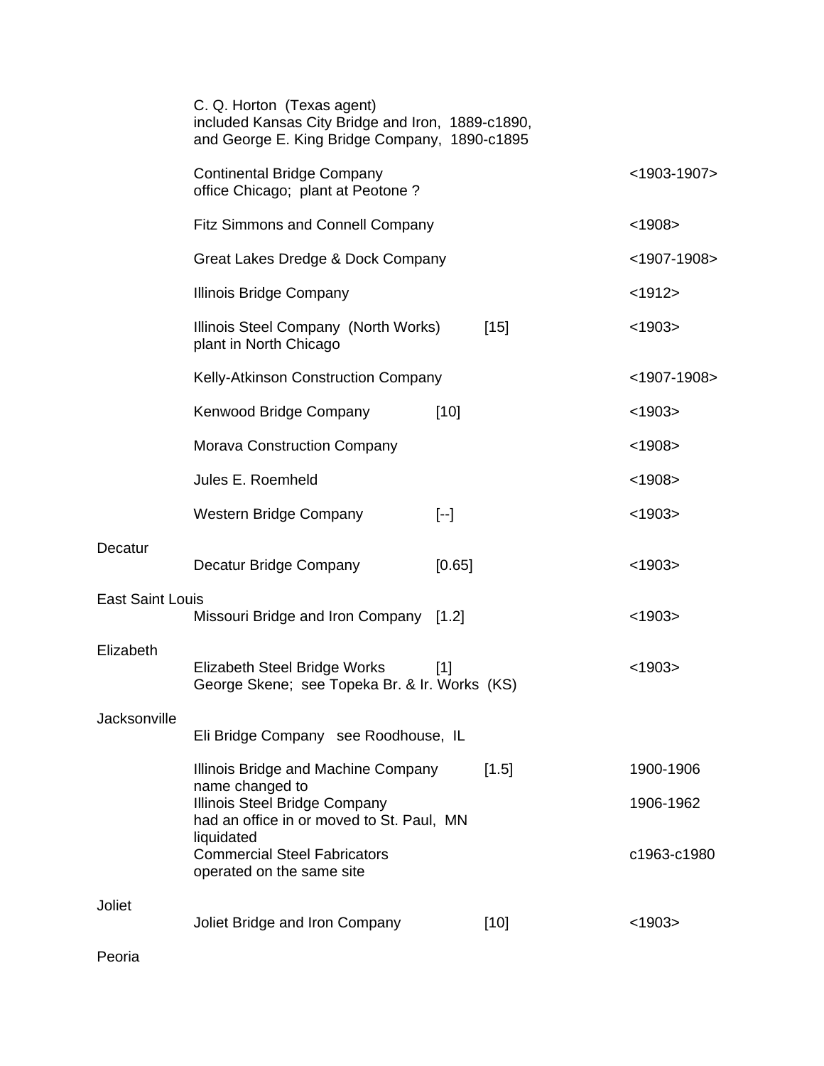| City | Company | Capacity | | Dates |
|---|---|---|---|---|
| | C. Q. Horton (Texas agent)<br>included Kansas City Bridge and Iron, 1889-c1890,<br>and George E. King Bridge Company, 1890-c1895 | | | |
| | Continental Bridge Company<br>office Chicago; plant at Peotone ? | | | <1903-1907> |
| | Fitz Simmons and Connell Company | | | <1908> |
| | Great Lakes Dredge & Dock Company | | | <1907-1908> |
| | Illinois Bridge Company | | | <1912> |
| | Illinois Steel Company (North Works)<br>plant in North Chicago | | [15] | <1903> |
| | Kelly-Atkinson Construction Company | | | <1907-1908> |
| | Kenwood Bridge Company | [10] | | <1903> |
| | Morava Construction Company | | | <1908> |
| | Jules E. Roemheld | | | <1908> |
| | Western Bridge Company | [--] | | <1903> |
| Decatur | | | | |
| | Decatur Bridge Company | [0.65] | | <1903> |
| East Saint Louis | | | | |
| | Missouri Bridge and Iron Company | [1.2] | | <1903> |
| Elizabeth | | | | |
| | Elizabeth Steel Bridge Works<br>George Skene; see Topeka Br. & Ir. Works (KS) | [1] | | <1903> |
| Jacksonville | | | | |
| | Eli Bridge Company see Roodhouse, IL | | | |
| | Illinois Bridge and Machine Company<br>name changed to | | [1.5] | 1900-1906 |
| | Illinois Steel Bridge Company<br>had an office in or moved to St. Paul, MN<br>liquidated | | | 1906-1962 |
| | Commercial Steel Fabricators<br>operated on the same site | | | c1963-c1980 |
| Joliet | | | | |
| | Joliet Bridge and Iron Company | | [10] | <1903> |
| Peoria | | | | |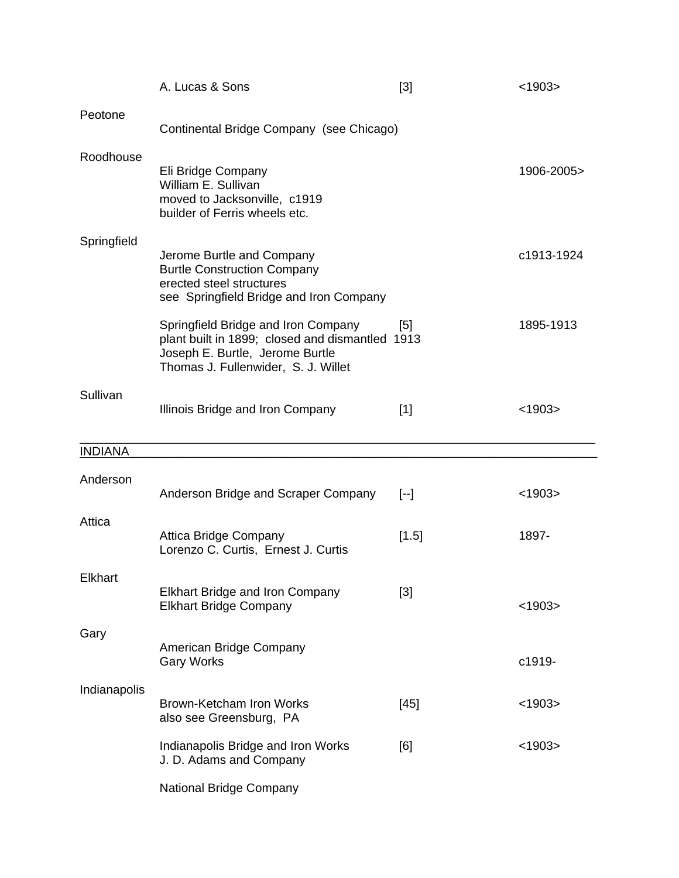| | | | |
|---|---|---|---|
| | A. Lucas & Sons | [3] | <1903> |
| Peotone | | | |
| | Continental Bridge Company (see Chicago) | | |
| Roodhouse | | | |
| | Eli Bridge Company<br>William E. Sullivan<br>moved to Jacksonville, c1919<br>builder of Ferris wheels etc. | | 1906-2005> |
| Springfield | | | |
| | Jerome Burtle and Company<br>Burtle Construction Company<br>erected steel structures<br>see Springfield Bridge and Iron Company | | c1913-1924 |
| | Springfield Bridge and Iron Company<br>plant built in 1899; closed and dismantled 1913<br>Joseph E. Burtle, Jerome Burtle<br>Thomas J. Fullenwider, S. J. Willet | [5] | 1895-1913 |
| Sullivan | | | |
| | Illinois Bridge and Iron Company | [1] | <1903> |

## INDIANA

| | | | |
|---|---|---|---|
| Anderson | | | |
| | Anderson Bridge and Scraper Company | [--] | <1903> |
| Attica | | | |
| | Attica Bridge Company<br>Lorenzo C. Curtis, Ernest J. Curtis | [1.5] | 1897- |
| Elkhart | | | |
| | Elkhart Bridge and Iron Company<br>Elkhart Bridge Company | [3] | <1903> |
| Gary | | | |
| | American Bridge Company<br>Gary Works | | c1919- |
| Indianapolis | | | |
| | Brown-Ketcham Iron Works<br>also see Greensburg, PA | [45] | <1903> |
| | Indianapolis Bridge and Iron Works<br>J. D. Adams and Company | [6] | <1903> |
| | National Bridge Company | | |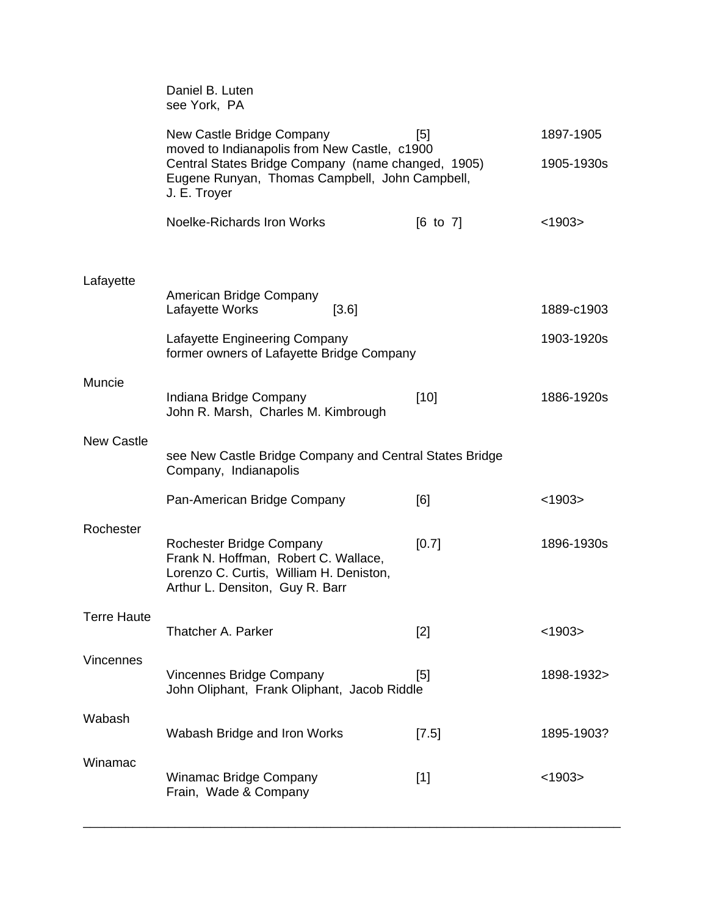| | | | |
|---|---|---|---|
| | Daniel B. Luten<br>see York, PA | | |
| | New Castle Bridge Company<br>moved to Indianapolis from New Castle, c1900 | [5] | 1897-1905 |
| | Central States Bridge Company (name changed, 1905)<br>Eugene Runyan, Thomas Campbell, John Campbell,<br>J. E. Troyer | | 1905-1930s |
| | Noelke-Richards Iron Works | [6 to 7] | <1903> |
| Lafayette | American Bridge Company<br>Lafayette Works [3.6] | | 1889-c1903 |
| | Lafayette Engineering Company<br>former owners of Lafayette Bridge Company | | 1903-1920s |
| Muncie | Indiana Bridge Company<br>John R. Marsh, Charles M. Kimbrough | [10] | 1886-1920s |
| New Castle | see New Castle Bridge Company and Central States Bridge Company, Indianapolis | | |
| | Pan-American Bridge Company | [6] | <1903> |
| Rochester | Rochester Bridge Company<br>Frank N. Hoffman, Robert C. Wallace,<br>Lorenzo C. Curtis, William H. Deniston,<br>Arthur L. Densiton, Guy R. Barr | [0.7] | 1896-1930s |
| Terre Haute | Thatcher A. Parker | [2] | <1903> |
| Vincennes | Vincennes Bridge Company<br>John Oliphant, Frank Oliphant, Jacob Riddle | [5] | 1898-1932> |
| Wabash | Wabash Bridge and Iron Works | [7.5] | 1895-1903? |
| Winamac | Winamac Bridge Company<br>Frain, Wade & Company | [1] | <1903> |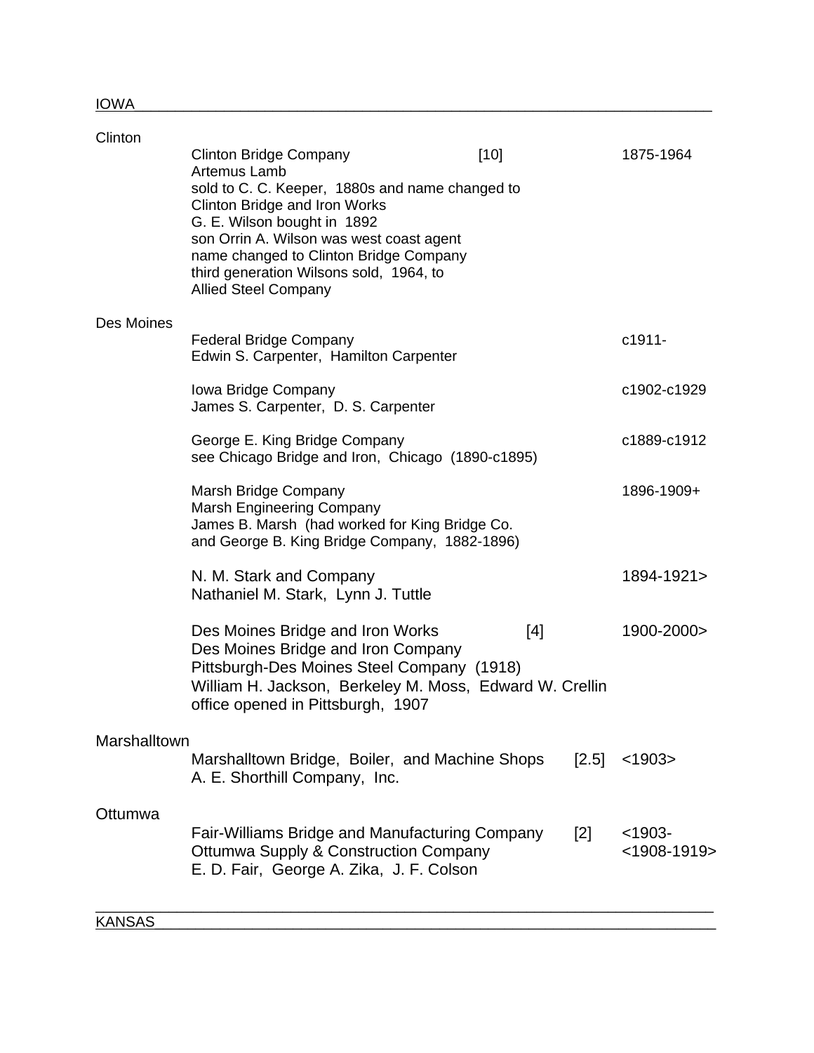## IOWA

### Clinton

| | | | |
|---|---|---|---|
| Clinton | Clinton Bridge Company<br>Artemus Lamb<br>sold to C. C. Keeper, 1880s and name changed to<br>Clinton Bridge and Iron Works<br>G. E. Wilson bought in 1892<br>son Orrin A. Wilson was west coast agent<br>name changed to Clinton Bridge Company<br>third generation Wilsons sold, 1964, to<br>Allied Steel Company | [10] | 1875-1964 |
| Des Moines | Federal Bridge Company<br>Edwin S. Carpenter, Hamilton Carpenter | | c1911- |
| | Iowa Bridge Company<br>James S. Carpenter, D. S. Carpenter | | c1902-c1929 |
| | George E. King Bridge Company<br>see Chicago Bridge and Iron, Chicago (1890-c1895) | | c1889-c1912 |
| | Marsh Bridge Company<br>Marsh Engineering Company<br>James B. Marsh (had worked for King Bridge Co.<br>and George B. King Bridge Company, 1882-1896) | | 1896-1909+ |
| | N. M. Stark and Company<br>Nathaniel M. Stark, Lynn J. Tuttle | | 1894-1921> |
| | Des Moines Bridge and Iron Works<br>Des Moines Bridge and Iron Company<br>Pittsburgh-Des Moines Steel Company (1918)<br>William H. Jackson, Berkeley M. Moss, Edward W. Crellin<br>office opened in Pittsburgh, 1907 | [4] | 1900-2000> |
| Marshalltown | Marshalltown Bridge, Boiler, and Machine Shops<br>A. E. Shorthill Company, Inc. | [2.5] | <1903> |
| Ottumwa | Fair-Williams Bridge and Manufacturing Company<br>Ottumwa Supply & Construction Company<br>E. D. Fair, George A. Zika, J. F. Colson | [2] | <1903-<br><1908-1919> |

## KANSAS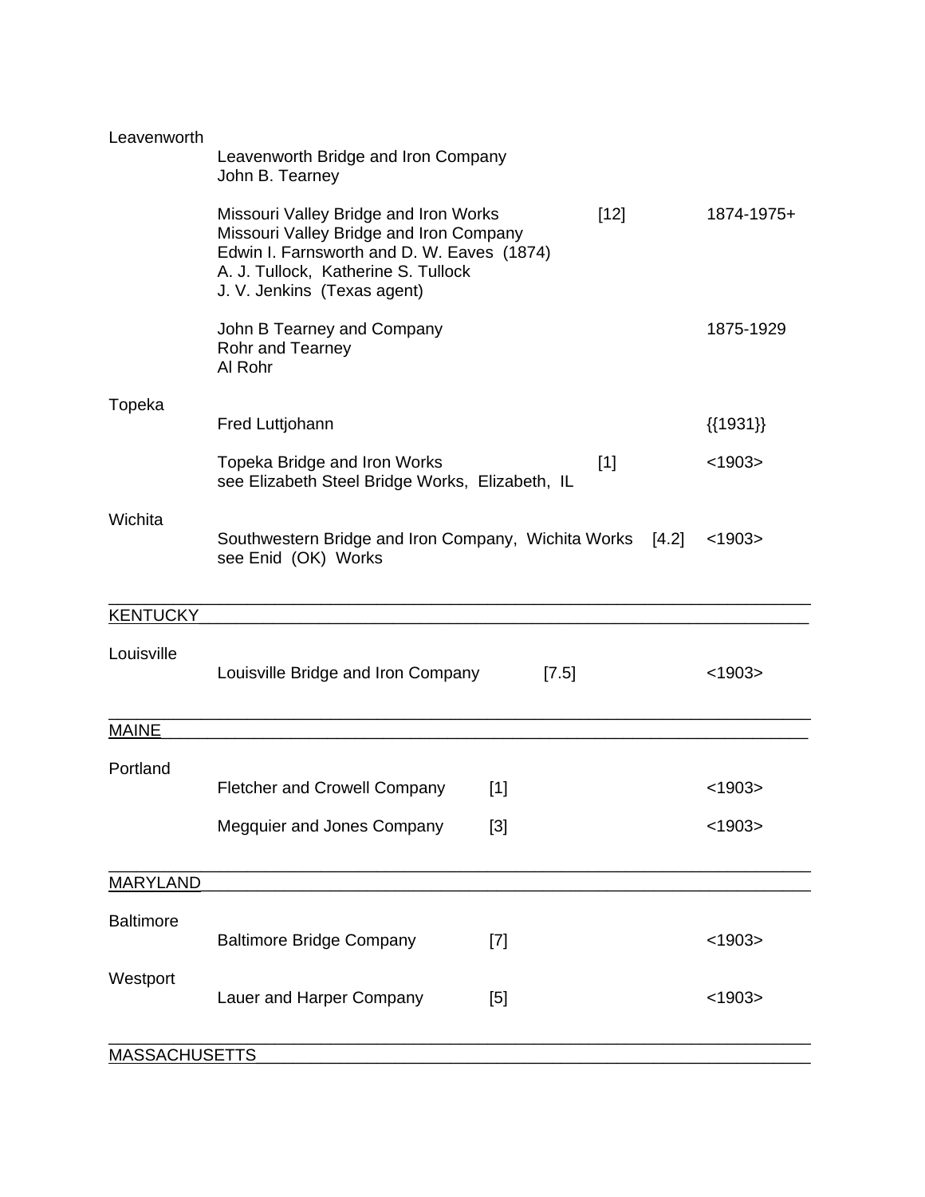Leavenworth

Leavenworth Bridge and Iron Company
John B. Tearney

Missouri Valley Bridge and Iron Works [12] 1874-1975+
Missouri Valley Bridge and Iron Company
Edwin I. Farnsworth and D. W. Eaves (1874)
A. J. Tullock, Katherine S. Tullock
J. V. Jenkins (Texas agent)

John B Tearney and Company 1875-1929
Rohr and Tearney
Al Rohr

Topeka

Fred Luttjohann {{1931}}

Topeka Bridge and Iron Works [1] <1903>
see Elizabeth Steel Bridge Works, Elizabeth, IL

Wichita

Southwestern Bridge and Iron Company, Wichita Works [4.2] <1903>
see Enid (OK) Works

## KENTUCKY

Louisville

Louisville Bridge and Iron Company [7.5] <1903>

## MAINE

Portland

Fletcher and Crowell Company [1] <1903>

Megquier and Jones Company [3] <1903>

## MARYLAND

Baltimore

Baltimore Bridge Company [7] <1903>

Westport

Lauer and Harper Company [5] <1903>

## MASSACHUSETTS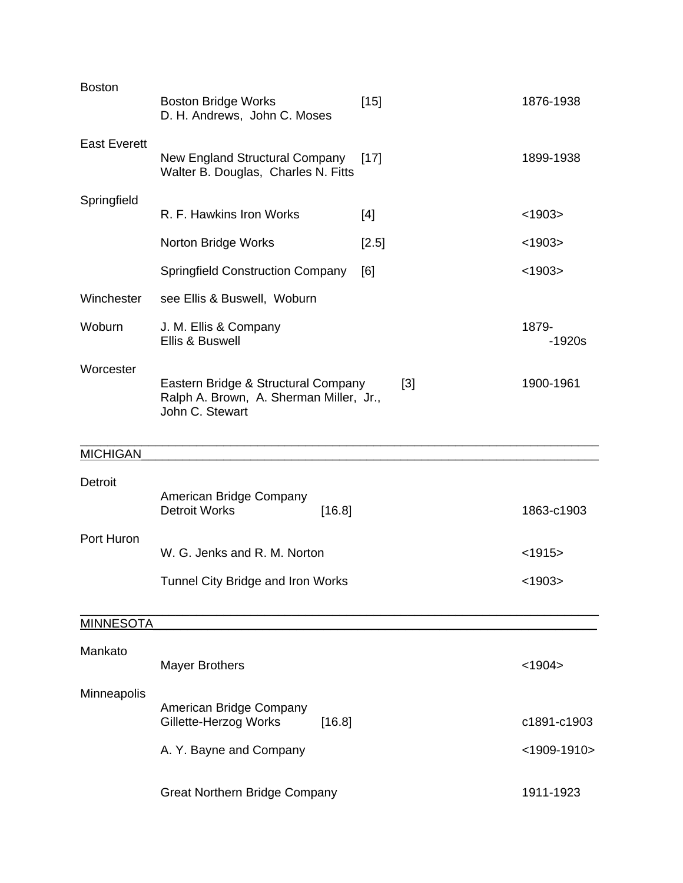| | | | |
|---|---|---|---|
| Boston | Boston Bridge Works<br>D. H. Andrews, John C. Moses | [15] | 1876-1938 |
| East Everett | New England Structural Company<br>Walter B. Douglas, Charles N. Fitts | [17] | 1899-1938 |
| Springfield | R. F. Hawkins Iron Works | [4] | <1903> |
| | Norton Bridge Works | [2.5] | <1903> |
| | Springfield Construction Company | [6] | <1903> |
| Winchester | see Ellis & Buswell, Woburn | | |
| Woburn | J. M. Ellis & Company<br>Ellis & Buswell | | 1879-<br>-1920s |
| Worcester | Eastern Bridge & Structural Company<br>Ralph A. Brown, A. Sherman Miller, Jr., John C. Stewart | [3] | 1900-1961 |

## MICHIGAN

| | | | |
|---|---|---|---|
| Detroit | American Bridge Company<br>Detroit Works | [16.8] | 1863-c1903 |
| Port Huron | W. G. Jenks and R. M. Norton | | <1915> |
| | Tunnel City Bridge and Iron Works | | <1903> |

## MINNESOTA

| | | | |
|---|---|---|---|
| Mankato | Mayer Brothers | | <1904> |
| Minneapolis | American Bridge Company<br>Gillette-Herzog Works | [16.8] | c1891-c1903 |
| | A. Y. Bayne and Company | | <1909-1910> |
| | Great Northern Bridge Company | | 1911-1923 |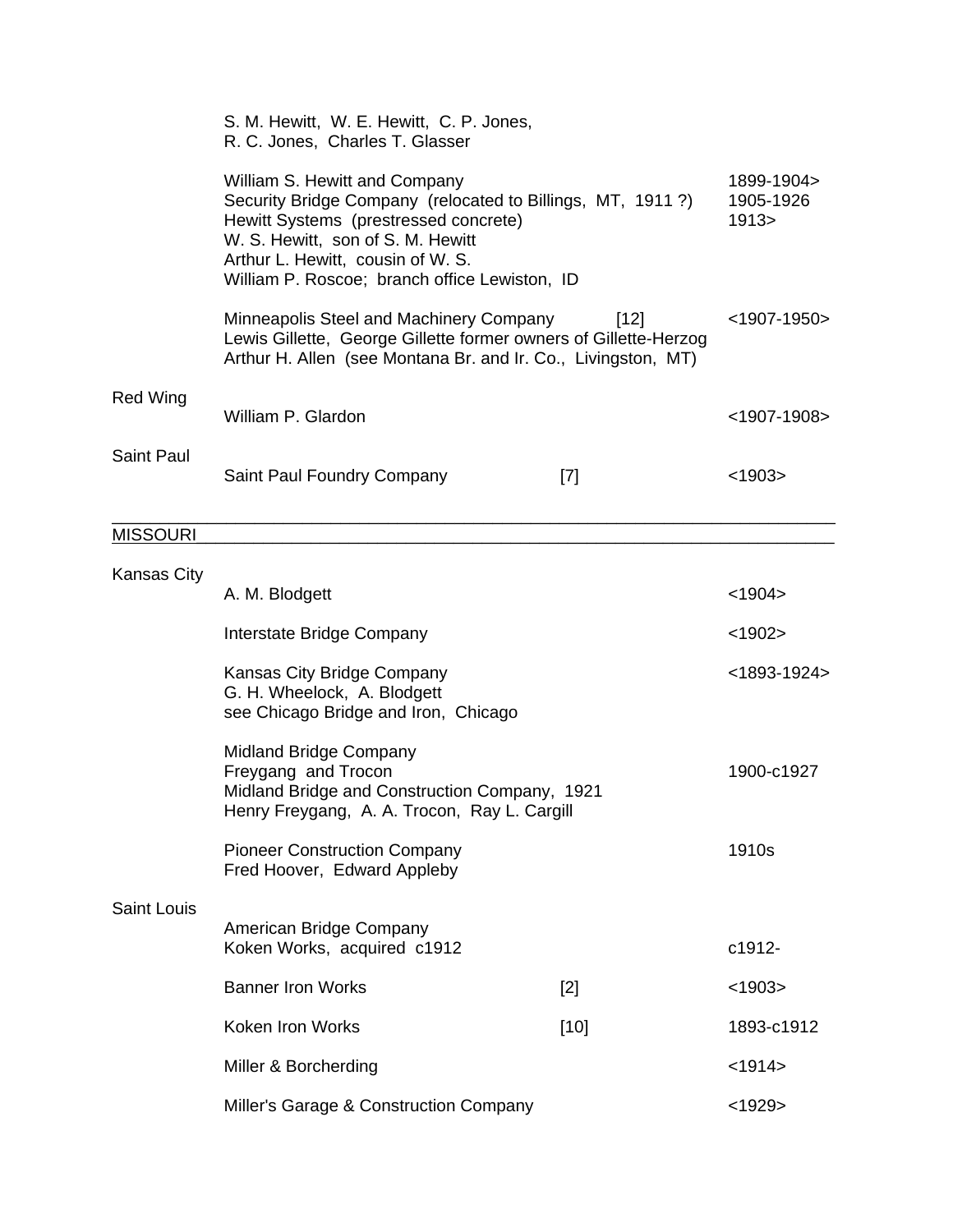| | | | |
|---|---|---|---|
| | S. M. Hewitt, W. E. Hewitt, C. P. Jones,<br>R. C. Jones, Charles T. Glasser | | |
| | William S. Hewitt and Company<br>Security Bridge Company (relocated to Billings, MT, 1911 ?)<br>Hewitt Systems (prestressed concrete)<br>W. S. Hewitt, son of S. M. Hewitt<br>Arthur L. Hewitt, cousin of W. S.<br>William P. Roscoe; branch office Lewiston, ID | | 1899-1904><br>1905-1926<br>1913> |
| | Minneapolis Steel and Machinery Company<br>Lewis Gillette, George Gillette former owners of Gillette-Herzog<br>Arthur H. Allen (see Montana Br. and Ir. Co., Livingston, MT) | [12] | <1907-1950> |
| Red Wing | William P. Glardon | | <1907-1908> |
| Saint Paul | Saint Paul Foundry Company | [7] | <1903> |

## MISSOURI

| | | | |
|---|---|---|---|
| Kansas City | A. M. Blodgett | | <1904> |
| | Interstate Bridge Company | | <1902> |
| | Kansas City Bridge Company<br>G. H. Wheelock, A. Blodgett<br>see Chicago Bridge and Iron, Chicago | | <1893-1924> |
| | Midland Bridge Company<br>Freygang and Trocon<br>Midland Bridge and Construction Company, 1921<br>Henry Freygang, A. A. Trocon, Ray L. Cargill | | 1900-c1927 |
| | Pioneer Construction Company<br>Fred Hoover, Edward Appleby | | 1910s |
| Saint Louis | American Bridge Company<br>Koken Works, acquired c1912 | | c1912- |
| | Banner Iron Works | [2] | <1903> |
| | Koken Iron Works | [10] | 1893-c1912 |
| | Miller & Borcherding | | <1914> |
| | Miller's Garage & Construction Company | | <1929> |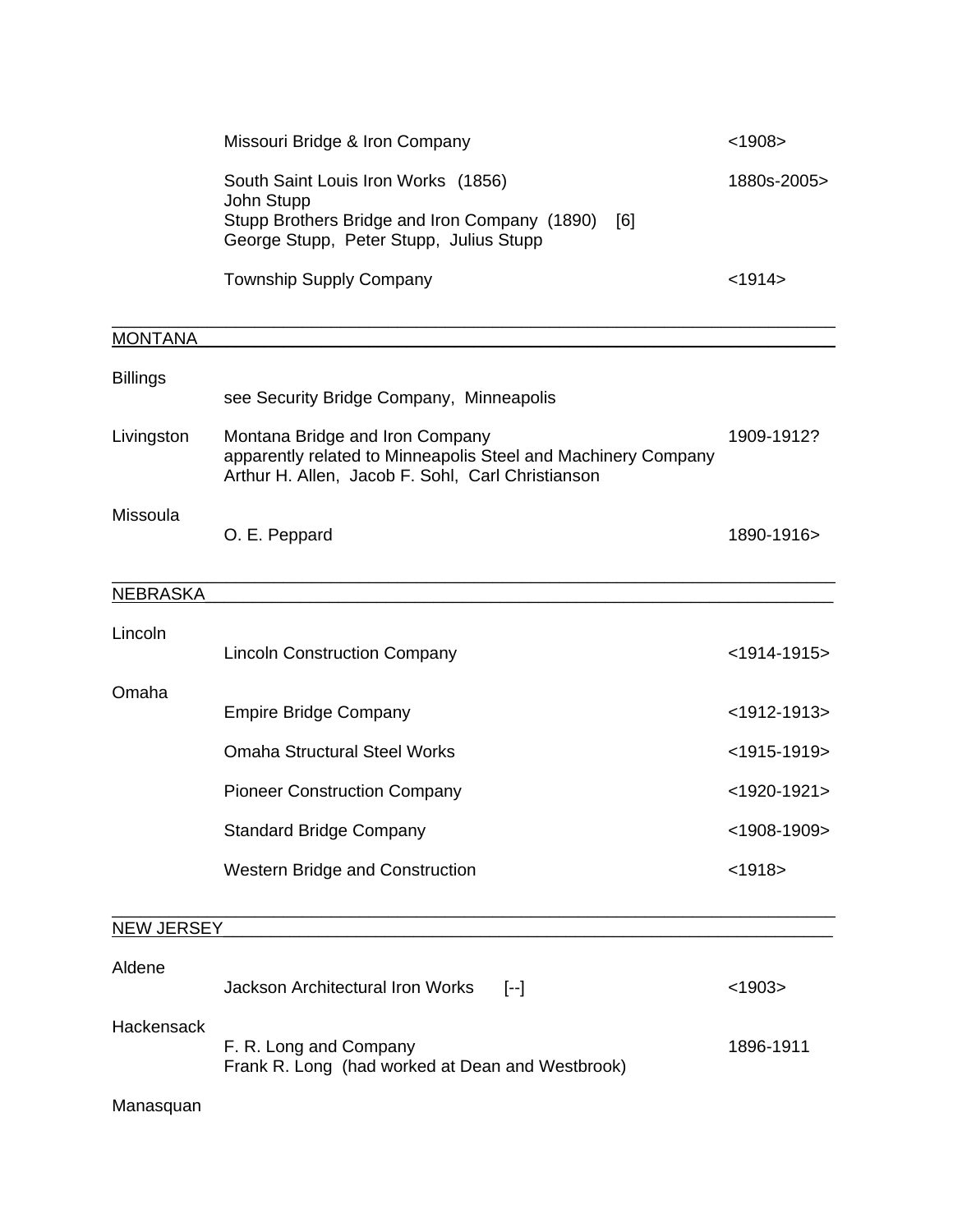| | | |
|---|---|---|
| | Missouri Bridge & Iron Company | <1908> |
| | South Saint Louis Iron Works (1856)<br>John Stupp<br>Stupp Brothers Bridge and Iron Company (1890) [6]<br>George Stupp, Peter Stupp, Julius Stupp | 1880s-2005> |
| | Township Supply Company | <1914> |

## MONTANA

| | | |
|---|---|---|
| Billings | see Security Bridge Company, Minneapolis | |
| Livingston | Montana Bridge and Iron Company<br>apparently related to Minneapolis Steel and Machinery Company<br>Arthur H. Allen, Jacob F. Sohl, Carl Christianson | 1909-1912? |
| Missoula | O. E. Peppard | 1890-1916> |

## NEBRASKA

| | | |
|---|---|---|
| Lincoln | Lincoln Construction Company | <1914-1915> |
| Omaha | Empire Bridge Company | <1912-1913> |
| | Omaha Structural Steel Works | <1915-1919> |
| | Pioneer Construction Company | <1920-1921> |
| | Standard Bridge Company | <1908-1909> |
| | Western Bridge and Construction | <1918> |

## NEW JERSEY

| | | |
|---|---|---|
| Aldene | Jackson Architectural Iron Works [--] | <1903> |
| Hackensack | F. R. Long and Company<br>Frank R. Long (had worked at Dean and Westbrook) | 1896-1911 |
| Manasquan | | |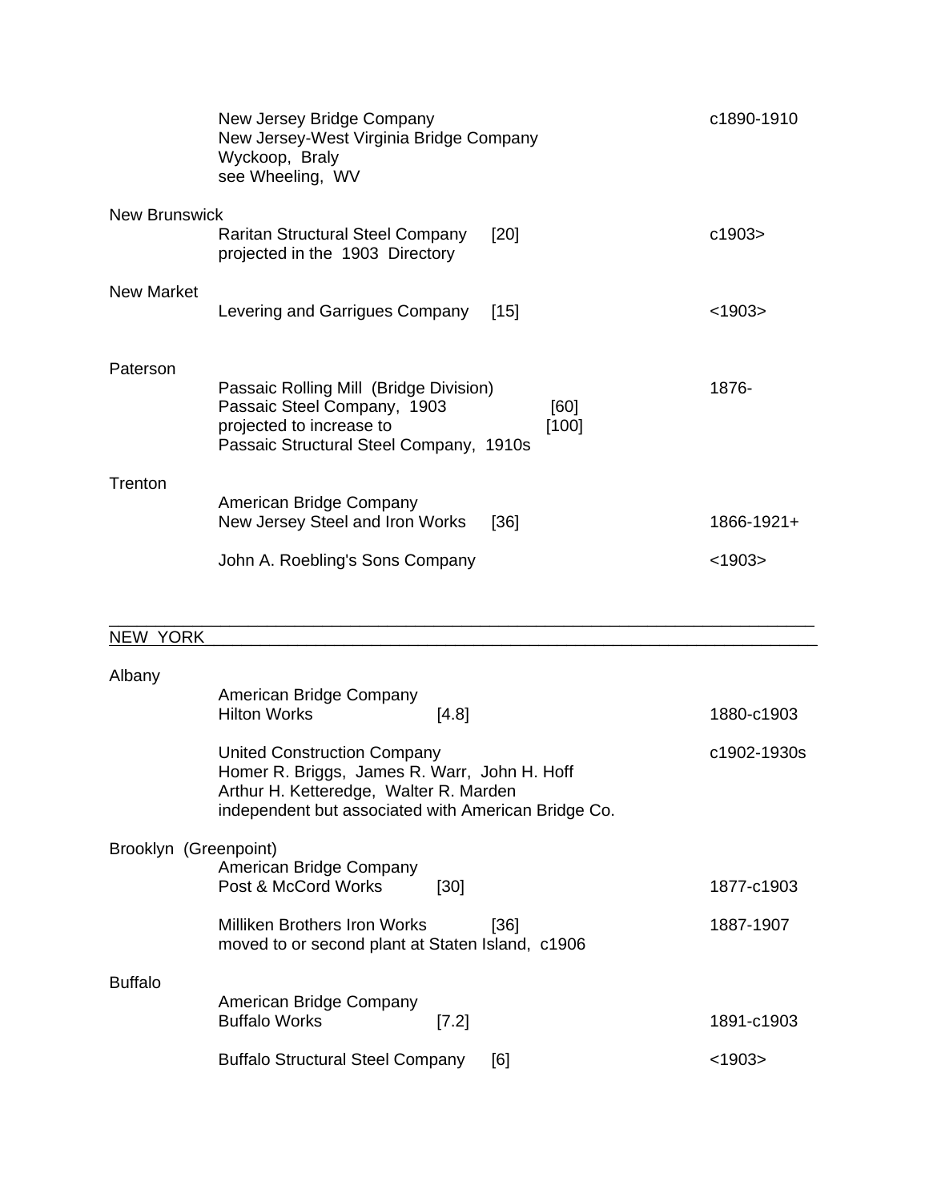| | | | |
|---|---|---|---|
| | New Jersey Bridge Company<br>New Jersey-West Virginia Bridge Company<br>Wyckoop, Braly<br>see Wheeling, WV | | c1890-1910 |
| New Brunswick | | | |
| | Raritan Structural Steel Company<br>projected in the 1903 Directory | [20] | c1903> |
| New Market | | | |
| | Levering and Garrigues Company | [15] | <1903> |
| Paterson | | | |
| | Passaic Rolling Mill (Bridge Division)<br>Passaic Steel Company, 1903<br>projected to increase to<br>Passaic Structural Steel Company, 1910s | <br>[60]<br>[100] | 1876- |
| Trenton | | | |
| | American Bridge Company<br>New Jersey Steel and Iron Works | [36] | 1866-1921+ |
| | John A. Roebling's Sons Company | | <1903> |

## NEW YORK

| | | | |
|---|---|---|---|
| Albany | | | |
| | American Bridge Company<br>Hilton Works | [4.8] | 1880-c1903 |
| | United Construction Company<br>Homer R. Briggs, James R. Warr, John H. Hoff<br>Arthur H. Ketteredge, Walter R. Marden<br>independent but associated with American Bridge Co. | | c1902-1930s |
| Brooklyn (Greenpoint) | | | |
| | American Bridge Company<br>Post & McCord Works | [30] | 1877-c1903 |
| | Milliken Brothers Iron Works<br>moved to or second plant at Staten Island, c1906 | [36] | 1887-1907 |
| Buffalo | | | |
| | American Bridge Company<br>Buffalo Works | [7.2] | 1891-c1903 |
| | Buffalo Structural Steel Company | [6] | <1903> |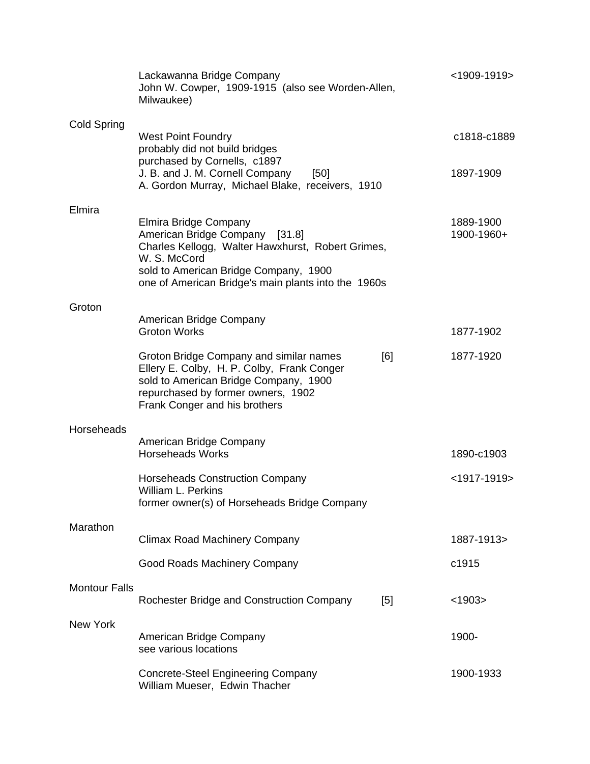| | | | |
|---|---|---|---|
| | Lackawanna Bridge Company<br>John W. Cowper, 1909-1915 (also see Worden-Allen, Milwaukee) | | <1909-1919> |
| Cold Spring | West Point Foundry<br>probably did not build bridges<br>purchased by Cornells, c1897 | | c1818-c1889 |
| | J. B. and J. M. Cornell Company [50]<br>A. Gordon Murray, Michael Blake, receivers, 1910 | | 1897-1909 |
| Elmira | Elmira Bridge Company | | 1889-1900 |
| | American Bridge Company [31.8]<br>Charles Kellogg, Walter Hawxhurst, Robert Grimes, W. S. McCord<br>sold to American Bridge Company, 1900<br>one of American Bridge's main plants into the 1960s | | 1900-1960+ |
| Groton | American Bridge Company<br>Groton Works | | 1877-1902 |
| | Groton Bridge Company and similar names<br>Ellery E. Colby, H. P. Colby, Frank Conger<br>sold to American Bridge Company, 1900<br>repurchased by former owners, 1902<br>Frank Conger and his brothers | [6] | 1877-1920 |
| Horseheads | American Bridge Company<br>Horseheads Works | | 1890-c1903 |
| | Horseheads Construction Company<br>William L. Perkins<br>former owner(s) of Horseheads Bridge Company | | <1917-1919> |
| Marathon | Climax Road Machinery Company | | 1887-1913> |
| | Good Roads Machinery Company | | c1915 |
| Montour Falls | Rochester Bridge and Construction Company | [5] | <1903> |
| New York | American Bridge Company<br>see various locations | | 1900- |
| | Concrete-Steel Engineering Company<br>William Mueser, Edwin Thacher | | 1900-1933 |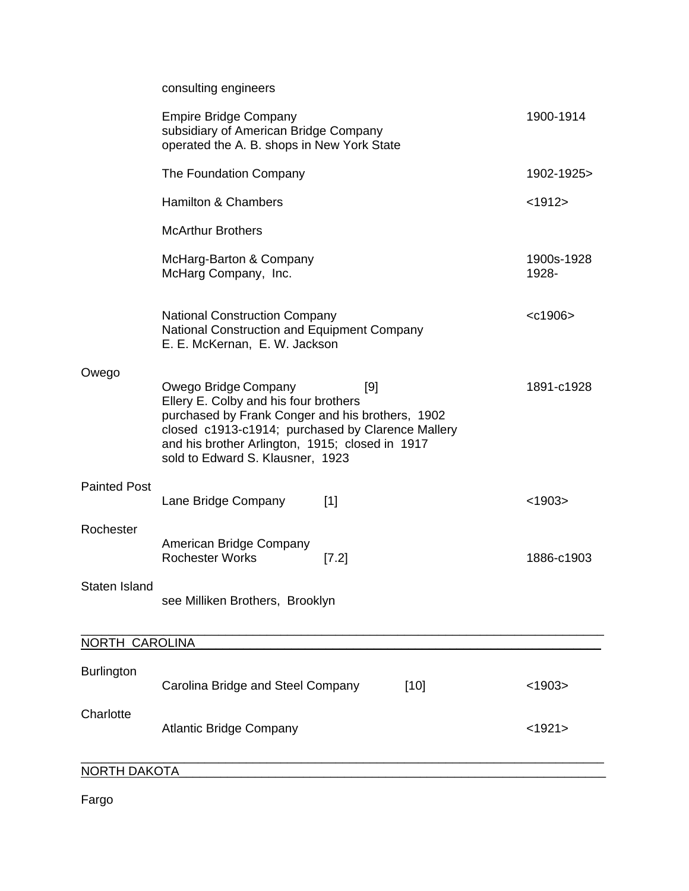consulting engineers

| | | | |
|---|---|---|---|
| | Empire Bridge Company<br>subsidiary of American Bridge Company<br>operated the A. B. shops in New York State | | 1900-1914 |
| | The Foundation Company | | 1902-1925> |
| | Hamilton & Chambers | | <1912> |
| | McArthur Brothers | | |
| | McHarg-Barton & Company<br>McHarg Company, Inc. | | 1900s-1928<br>1928- |
| | National Construction Company<br>National Construction and Equipment Company<br>E. E. McKernan, E. W. Jackson | | <c1906> |
| Owego | Owego Bridge Company<br>Ellery E. Colby and his four brothers<br>purchased by Frank Conger and his brothers, 1902<br>closed c1913-c1914; purchased by Clarence Mallery and his brother Arlington, 1915; closed in 1917<br>sold to Edward S. Klausner, 1923 | [9] | 1891-c1928 |
| Painted Post | Lane Bridge Company | [1] | <1903> |
| Rochester | American Bridge Company<br>Rochester Works | [7.2] | 1886-c1903 |
| Staten Island | see Milliken Brothers, Brooklyn | | |

## NORTH CAROLINA

| | | | |
|---|---|---|---|
| Burlington | Carolina Bridge and Steel Company | [10] | <1903> |
| Charlotte | Atlantic Bridge Company | | <1921> |

## NORTH DAKOTA

Fargo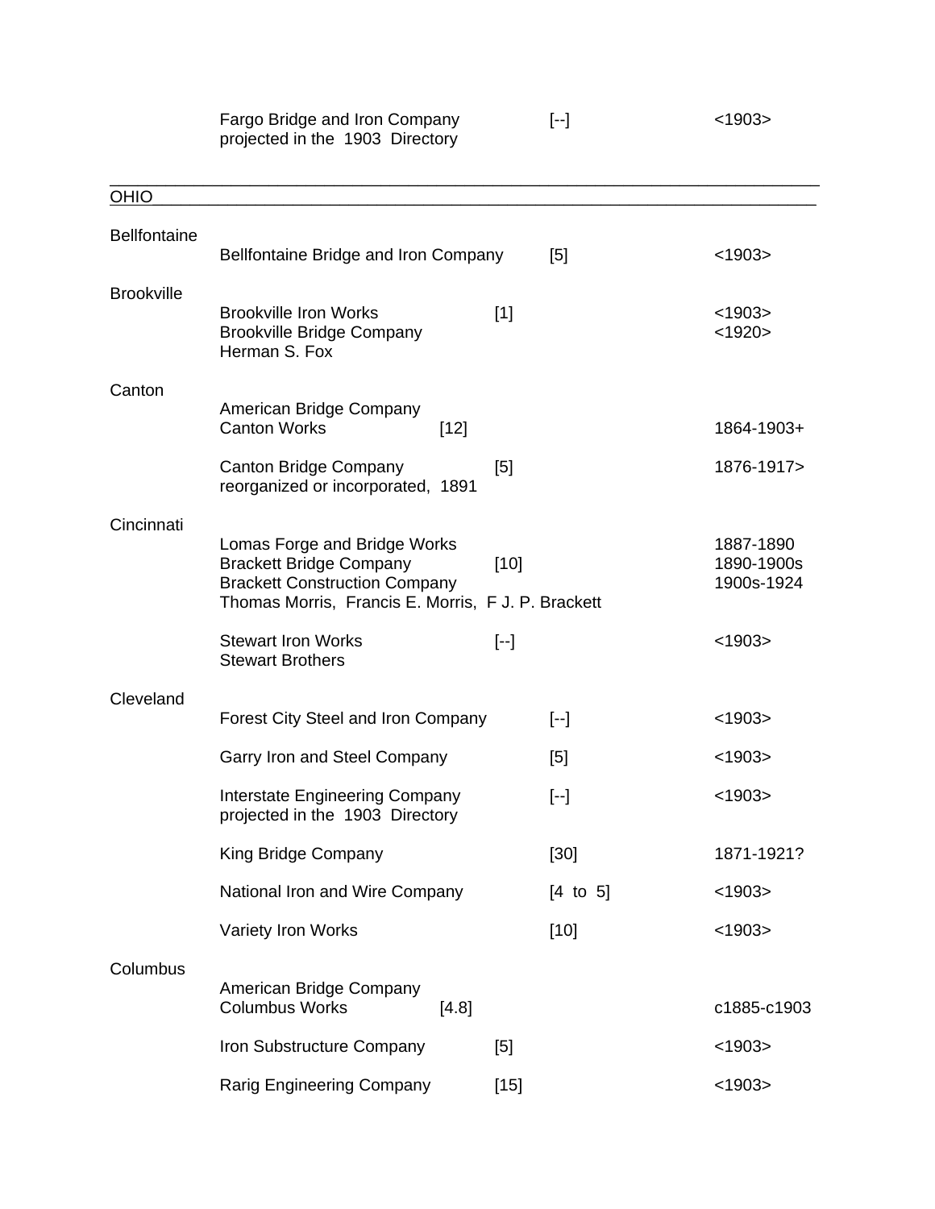| | | | |
|---|---|---|---|
| | Fargo Bridge and Iron Company projected in the 1903 Directory | [--] | <1903> |

## OHIO

| Location | Company | Employees | Dates |
|---|---|---|---|
| Bellfontaine | | | |
| | Bellfontaine Bridge and Iron Company | [5] | <1903> |
| Brookville | | | |
| | Brookville Iron Works | [1] | <1903> |
| | Brookville Bridge Company | | <1920> |
| | Herman S. Fox | | |
| Canton | | | |
| | American Bridge Company Canton Works | [12] | 1864-1903+ |
| | Canton Bridge Company reorganized or incorporated, 1891 | [5] | 1876-1917> |
| Cincinnati | | | |
| | Lomas Forge and Bridge Works | | 1887-1890 |
| | Brackett Bridge Company | [10] | 1890-1900s |
| | Brackett Construction Company | | 1900s-1924 |
| | Thomas Morris, Francis E. Morris, F J. P. Brackett | | |
| | Stewart Iron Works | [--] | <1903> |
| | Stewart Brothers | | |
| Cleveland | | | |
| | Forest City Steel and Iron Company | [--] | <1903> |
| | Garry Iron and Steel Company | [5] | <1903> |
| | Interstate Engineering Company projected in the 1903 Directory | [--] | <1903> |
| | King Bridge Company | [30] | 1871-1921? |
| | National Iron and Wire Company | [4 to 5] | <1903> |
| | Variety Iron Works | [10] | <1903> |
| Columbus | | | |
| | American Bridge Company Columbus Works | [4.8] | c1885-c1903 |
| | Iron Substructure Company | [5] | <1903> |
| | Rarig Engineering Company | [15] | <1903> |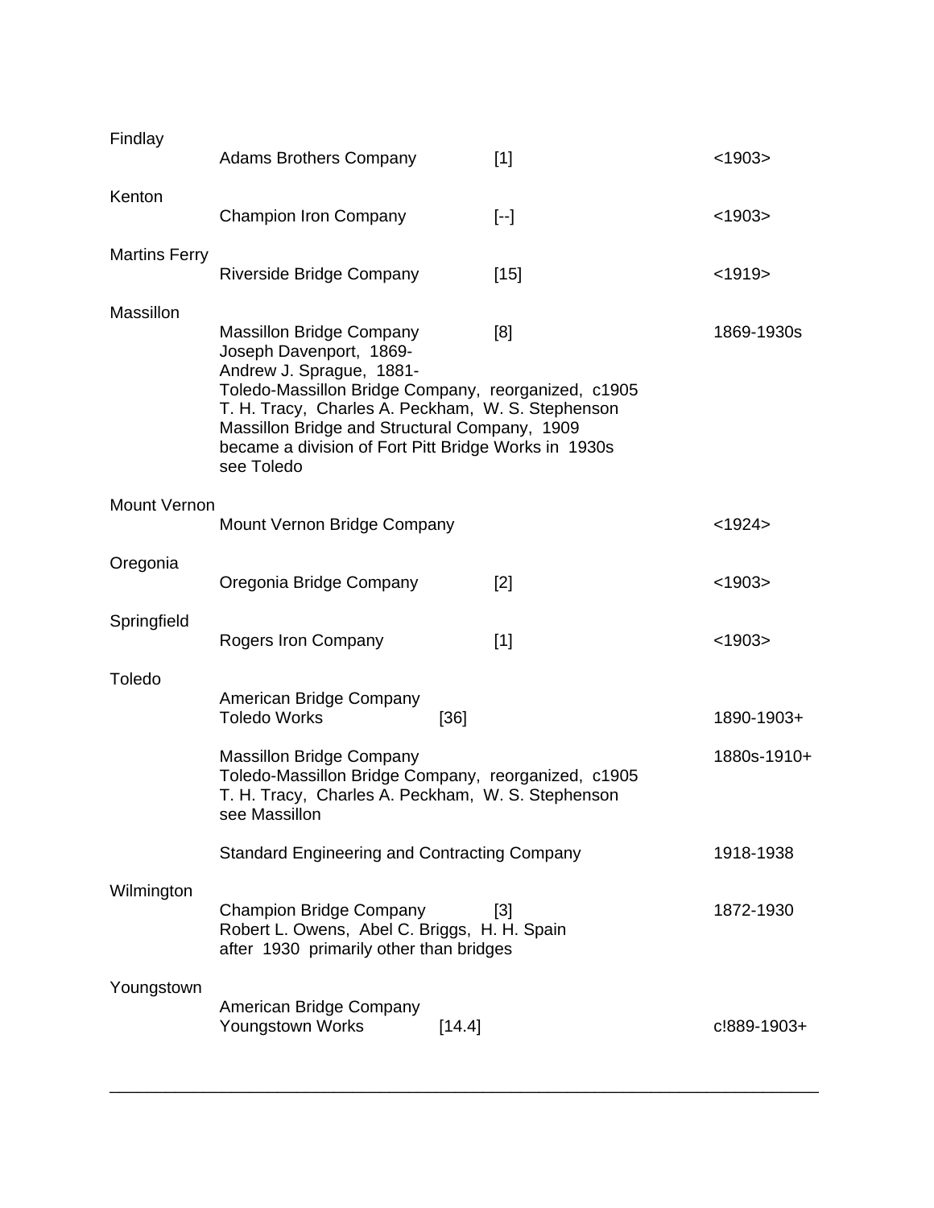Findlay

Adams Brothers Company [1] <1903>

Kenton

Champion Iron Company [--] <1903>

Martins Ferry

Riverside Bridge Company [15] <1919>

Massillon

Massillon Bridge Company [8] 1869-1930s
Joseph Davenport, 1869-
Andrew J. Sprague, 1881-
Toledo-Massillon Bridge Company, reorganized, c1905
T. H. Tracy, Charles A. Peckham, W. S. Stephenson
Massillon Bridge and Structural Company, 1909
became a division of Fort Pitt Bridge Works in 1930s
see Toledo

Mount Vernon

Mount Vernon Bridge Company <1924>

Oregonia

Oregonia Bridge Company [2] <1903>

Springfield

Rogers Iron Company [1] <1903>

Toledo

American Bridge Company
Toledo Works [36] 1890-1903+

Massillon Bridge Company 1880s-1910+
Toledo-Massillon Bridge Company, reorganized, c1905
T. H. Tracy, Charles A. Peckham, W. S. Stephenson
see Massillon

Standard Engineering and Contracting Company 1918-1938

Wilmington

Champion Bridge Company [3] 1872-1930
Robert L. Owens, Abel C. Briggs, H. H. Spain
after 1930 primarily other than bridges

Youngstown

American Bridge Company
Youngstown Works [14.4] c!889-1903+

---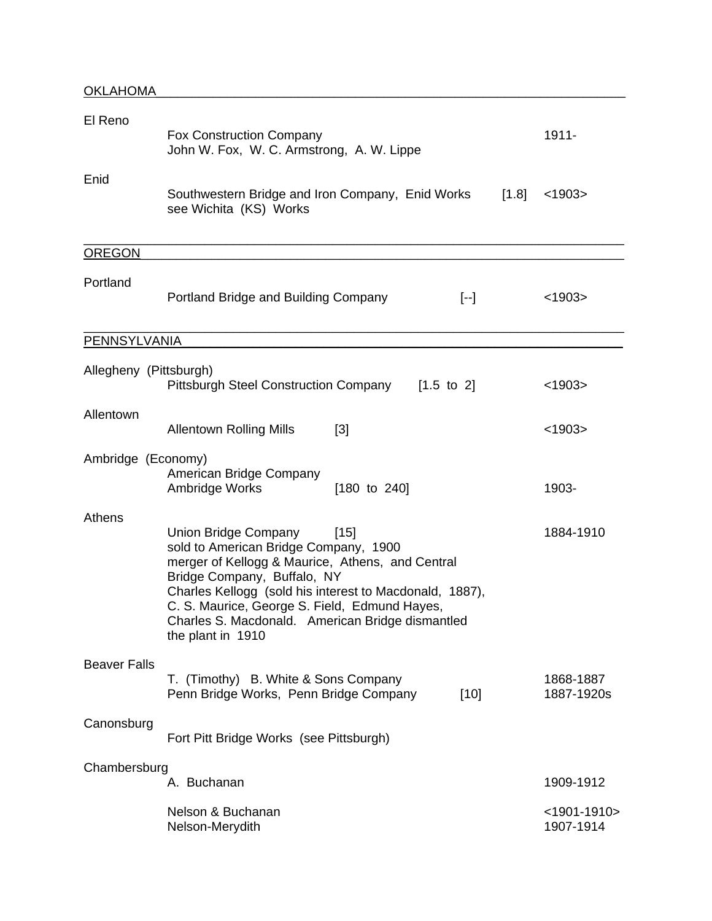## OKLAHOMA

**El Reno**

Fox Construction Company — 1911-
John W. Fox, W. C. Armstrong, A. W. Lippe

**Enid**

Southwestern Bridge and Iron Company, Enid Works [1.8] <1903>
see Wichita (KS) Works

## OREGON

**Portland**

Portland Bridge and Building Company [--] <1903>

## PENNSYLVANIA

**Allegheny (Pittsburgh)**

Pittsburgh Steel Construction Company [1.5 to 2] <1903>

**Allentown**

Allentown Rolling Mills [3] <1903>

**Ambridge (Economy)**

American Bridge Company
Ambridge Works [180 to 240] 1903-

**Athens**

Union Bridge Company [15] 1884-1910
sold to American Bridge Company, 1900
merger of Kellogg & Maurice, Athens, and Central Bridge Company, Buffalo, NY
Charles Kellogg (sold his interest to Macdonald, 1887), C. S. Maurice, George S. Field, Edmund Hayes, Charles S. Macdonald. American Bridge dismantled the plant in 1910

**Beaver Falls**

T. (Timothy) B. White & Sons Company — 1868-1887
Penn Bridge Works, Penn Bridge Company [10] 1887-1920s

**Canonsburg**

Fort Pitt Bridge Works (see Pittsburgh)

**Chambersburg**

A. Buchanan — 1909-1912

Nelson & Buchanan — <1901-1910>
Nelson-Merydith — 1907-1914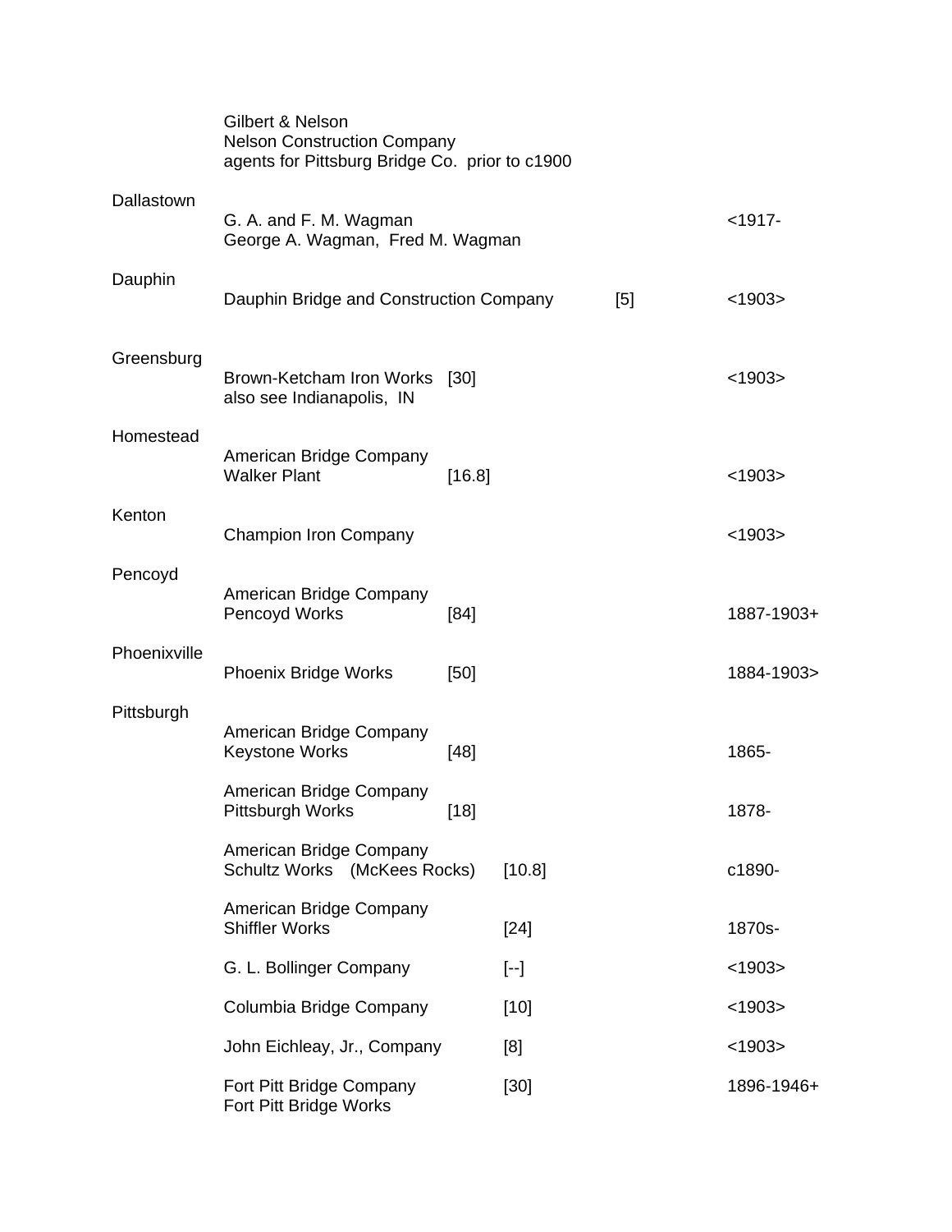| Location | Company | Size | | Dates |
|---|---|---|---|---|
| | Gilbert & Nelson<br>Nelson Construction Company<br>agents for Pittsburg Bridge Co. prior to c1900 | | | |
| Dallastown | G. A. and F. M. Wagman<br>George A. Wagman, Fred M. Wagman | | | <1917- |
| Dauphin | Dauphin Bridge and Construction Company | | [5] | <1903> |
| Greensburg | Brown-Ketcham Iron Works<br>also see Indianapolis, IN | [30] | | <1903> |
| Homestead | American Bridge Company<br>Walker Plant | [16.8] | | <1903> |
| Kenton | Champion Iron Company | | | <1903> |
| Pencoyd | American Bridge Company<br>Pencoyd Works | [84] | | 1887-1903+ |
| Phoenixville | Phoenix Bridge Works | [50] | | 1884-1903> |
| Pittsburgh | American Bridge Company<br>Keystone Works | [48] | | 1865- |
| | American Bridge Company<br>Pittsburgh Works | [18] | | 1878- |
| | American Bridge Company<br>Schultz Works (McKees Rocks) | [10.8] | | c1890- |
| | American Bridge Company<br>Shiffler Works | [24] | | 1870s- |
| | G. L. Bollinger Company | [--] | | <1903> |
| | Columbia Bridge Company | [10] | | <1903> |
| | John Eichleay, Jr., Company | [8] | | <1903> |
| | Fort Pitt Bridge Company<br>Fort Pitt Bridge Works | [30] | | 1896-1946+ |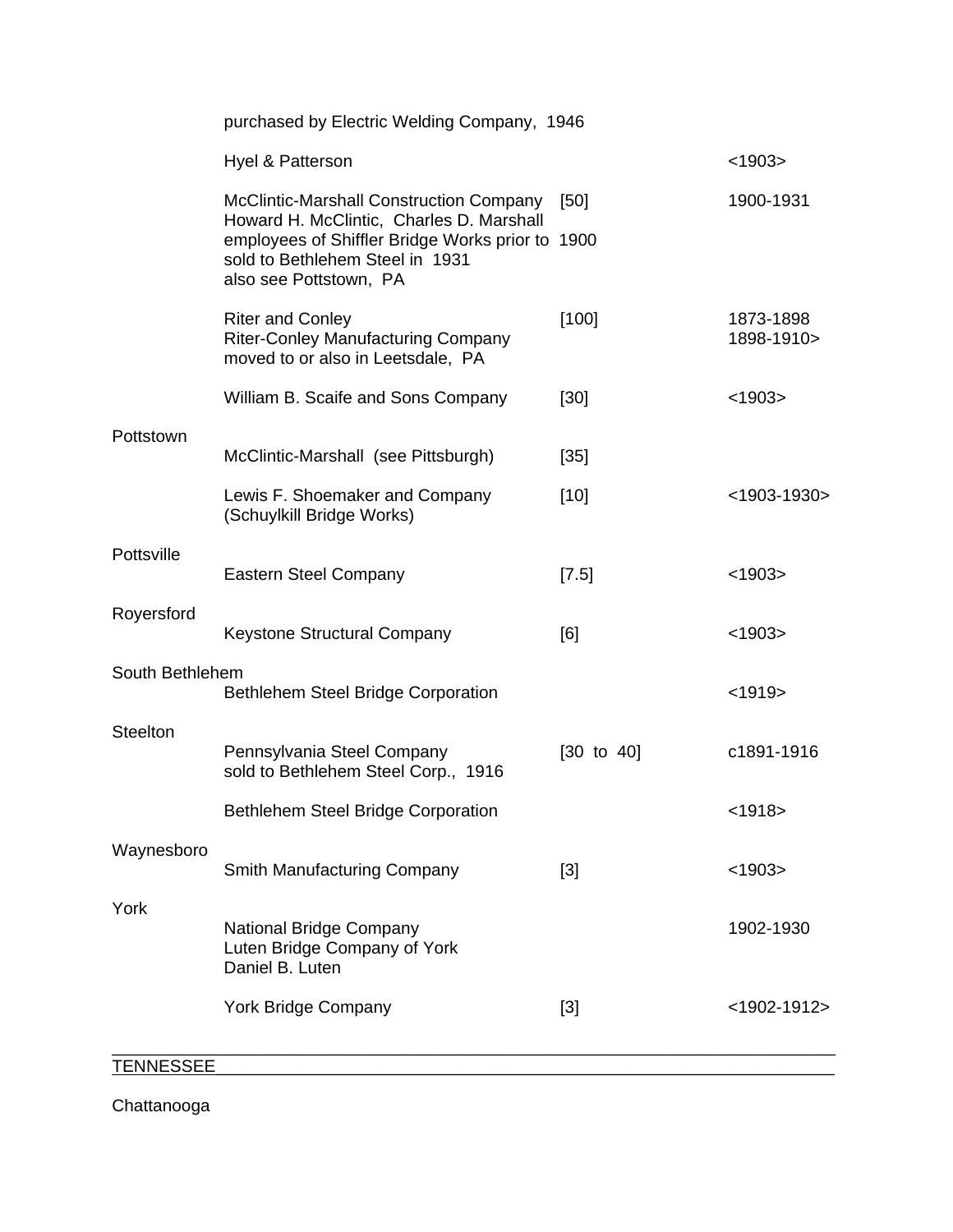| | | | |
|---|---|---|---|
| | purchased by Electric Welding Company, 1946 | | |
| | Hyel & Patterson | | <1903> |
| | McClintic-Marshall Construction Company<br>Howard H. McClintic, Charles D. Marshall<br>employees of Shiffler Bridge Works prior to 1900<br>sold to Bethlehem Steel in 1931<br>also see Pottstown, PA | [50] | 1900-1931 |
| | Riter and Conley<br>Riter-Conley Manufacturing Company<br>moved to or also in Leetsdale, PA | [100] | 1873-1898<br>1898-1910> |
| | William B. Scaife and Sons Company | [30] | <1903> |
| Pottstown | McClintic-Marshall (see Pittsburgh) | [35] | |
| | Lewis F. Shoemaker and Company<br>(Schuylkill Bridge Works) | [10] | <1903-1930> |
| Pottsville | Eastern Steel Company | [7.5] | <1903> |
| Royersford | Keystone Structural Company | [6] | <1903> |
| South Bethlehem | Bethlehem Steel Bridge Corporation | | <1919> |
| Steelton | Pennsylvania Steel Company<br>sold to Bethlehem Steel Corp., 1916 | [30 to 40] | c1891-1916 |
| | Bethlehem Steel Bridge Corporation | | <1918> |
| Waynesboro | Smith Manufacturing Company | [3] | <1903> |
| York | National Bridge Company<br>Luten Bridge Company of York<br>Daniel B. Luten | | 1902-1930 |
| | York Bridge Company | [3] | <1902-1912> |

## TENNESSEE

Chattanooga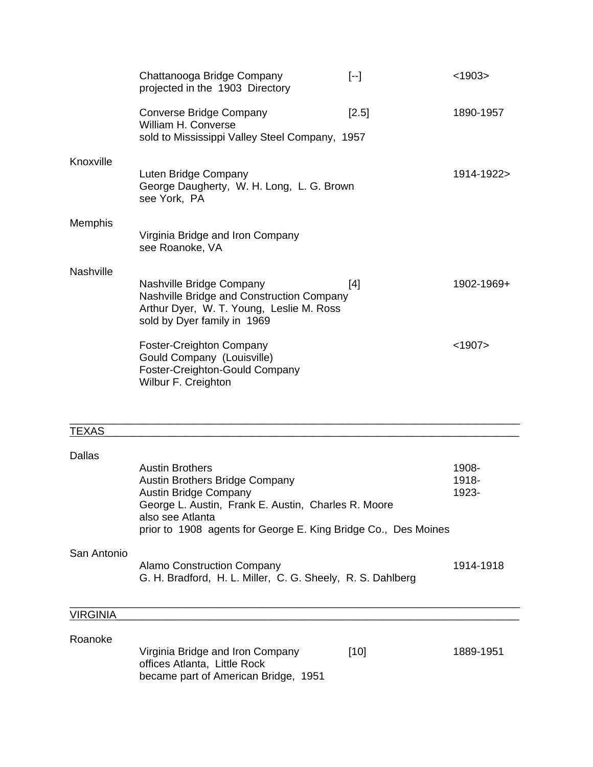| | | | |
|---|---|---|---|
| | Chattanooga Bridge Company<br>projected in the 1903 Directory | [--] | <1903> |
| | Converse Bridge Company<br>William H. Converse<br>sold to Mississippi Valley Steel Company, 1957 | [2.5] | 1890-1957 |
| Knoxville | Luten Bridge Company<br>George Daugherty, W. H. Long, L. G. Brown<br>see York, PA | | 1914-1922> |
| Memphis | Virginia Bridge and Iron Company<br>see Roanoke, VA | | |
| Nashville | Nashville Bridge Company<br>Nashville Bridge and Construction Company<br>Arthur Dyer, W. T. Young, Leslie M. Ross<br>sold by Dyer family in 1969 | [4] | 1902-1969+ |
| | Foster-Creighton Company<br>Gould Company (Louisville)<br>Foster-Creighton-Gould Company<br>Wilbur F. Creighton | | <1907> |

## TEXAS

| | | | |
|---|---|---|---|
| Dallas | Austin Brothers<br>Austin Brothers Bridge Company<br>Austin Bridge Company<br>George L. Austin, Frank E. Austin, Charles R. Moore<br>also see Atlanta<br>prior to 1908 agents for George E. King Bridge Co., Des Moines | | 1908-<br>1918-<br>1923- |
| San Antonio | Alamo Construction Company<br>G. H. Bradford, H. L. Miller, C. G. Sheely, R. S. Dahlberg | | 1914-1918 |

## VIRGINIA

| | | | |
|---|---|---|---|
| Roanoke | Virginia Bridge and Iron Company<br>offices Atlanta, Little Rock<br>became part of American Bridge, 1951 | [10] | 1889-1951 |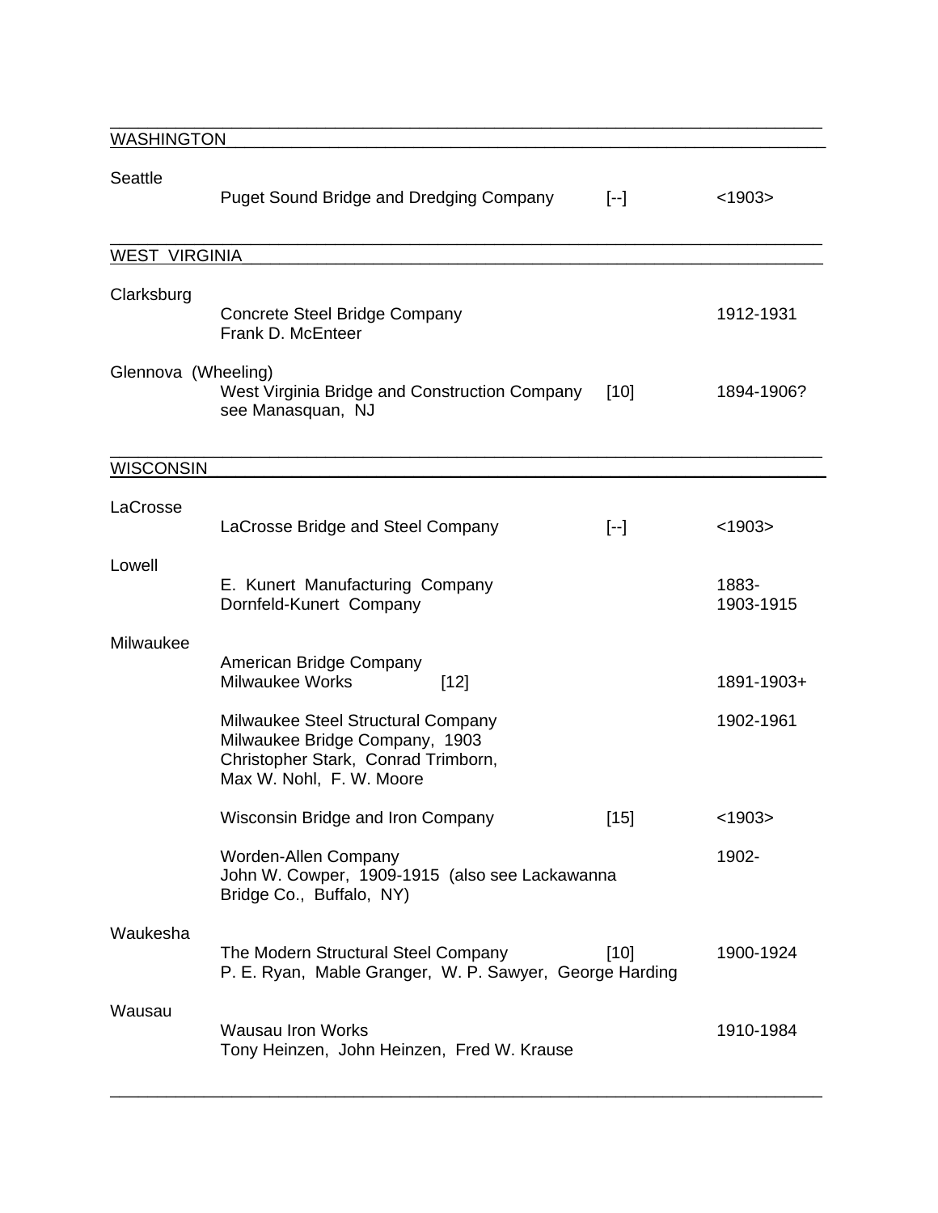## WASHINGTON

| | | | |
|---|---|---|---|
| Seattle | Puget Sound Bridge and Dredging Company | [--] | <1903> |

## WEST VIRGINIA

| | | | |
|---|---|---|---|
| Clarksburg | Concrete Steel Bridge Company<br>Frank D. McEnteer | | 1912-1931 |
| Glennova (Wheeling) | West Virginia Bridge and Construction Company<br>see Manasquan, NJ | [10] | 1894-1906? |

## WISCONSIN

| | | | |
|---|---|---|---|
| LaCrosse | LaCrosse Bridge and Steel Company | [--] | <1903> |
| Lowell | E. Kunert Manufacturing Company<br>Dornfeld-Kunert Company | | 1883-<br>1903-1915 |
| Milwaukee | American Bridge Company<br>Milwaukee Works [12] | | 1891-1903+ |
| | Milwaukee Steel Structural Company<br>Milwaukee Bridge Company, 1903<br>Christopher Stark, Conrad Trimborn,<br>Max W. Nohl, F. W. Moore | | 1902-1961 |
| | Wisconsin Bridge and Iron Company | [15] | <1903> |
| | Worden-Allen Company<br>John W. Cowper, 1909-1915 (also see Lackawanna Bridge Co., Buffalo, NY) | | 1902- |
| Waukesha | The Modern Structural Steel Company<br>P. E. Ryan, Mable Granger, W. P. Sawyer, George Harding | [10] | 1900-1924 |
| Wausau | Wausau Iron Works<br>Tony Heinzen, John Heinzen, Fred W. Krause | | 1910-1984 |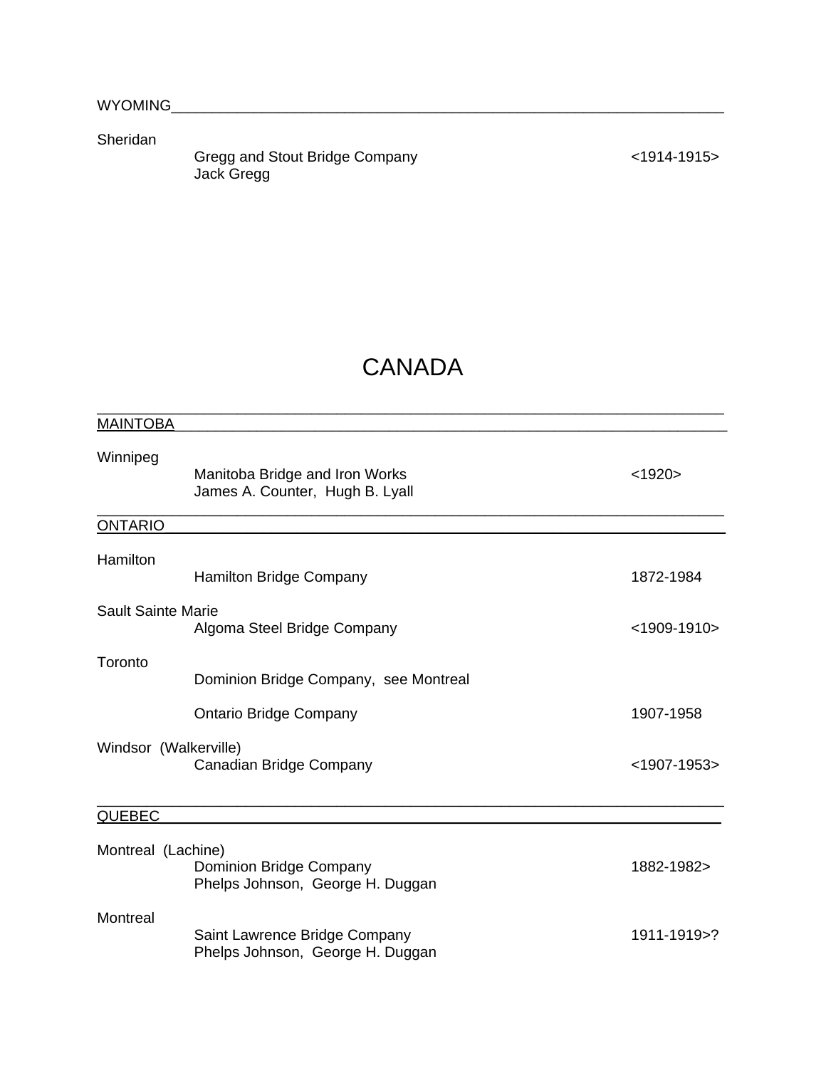## WYOMING

Sheridan

| | | |
|---|---|---|
| | Gregg and Stout Bridge Company<br>Jack Gregg | <1914-1915> |

# CANADA

## MAINTOBA

Winnipeg

| | | |
|---|---|---|
| | Manitoba Bridge and Iron Works<br>James A. Counter, Hugh B. Lyall | <1920> |

## ONTARIO

Hamilton

| | | |
|---|---|---|
| | Hamilton Bridge Company | 1872-1984 |

Sault Sainte Marie

| | | |
|---|---|---|
| | Algoma Steel Bridge Company | <1909-1910> |

Toronto

| | | |
|---|---|---|
| | Dominion Bridge Company, see Montreal | |
| | Ontario Bridge Company | 1907-1958 |

Windsor (Walkerville)

| | | |
|---|---|---|
| | Canadian Bridge Company | <1907-1953> |

## QUEBEC

Montreal (Lachine)

| | | |
|---|---|---|
| | Dominion Bridge Company<br>Phelps Johnson, George H. Duggan | 1882-1982> |

Montreal

| | | |
|---|---|---|
| | Saint Lawrence Bridge Company<br>Phelps Johnson, George H. Duggan | 1911-1919>? |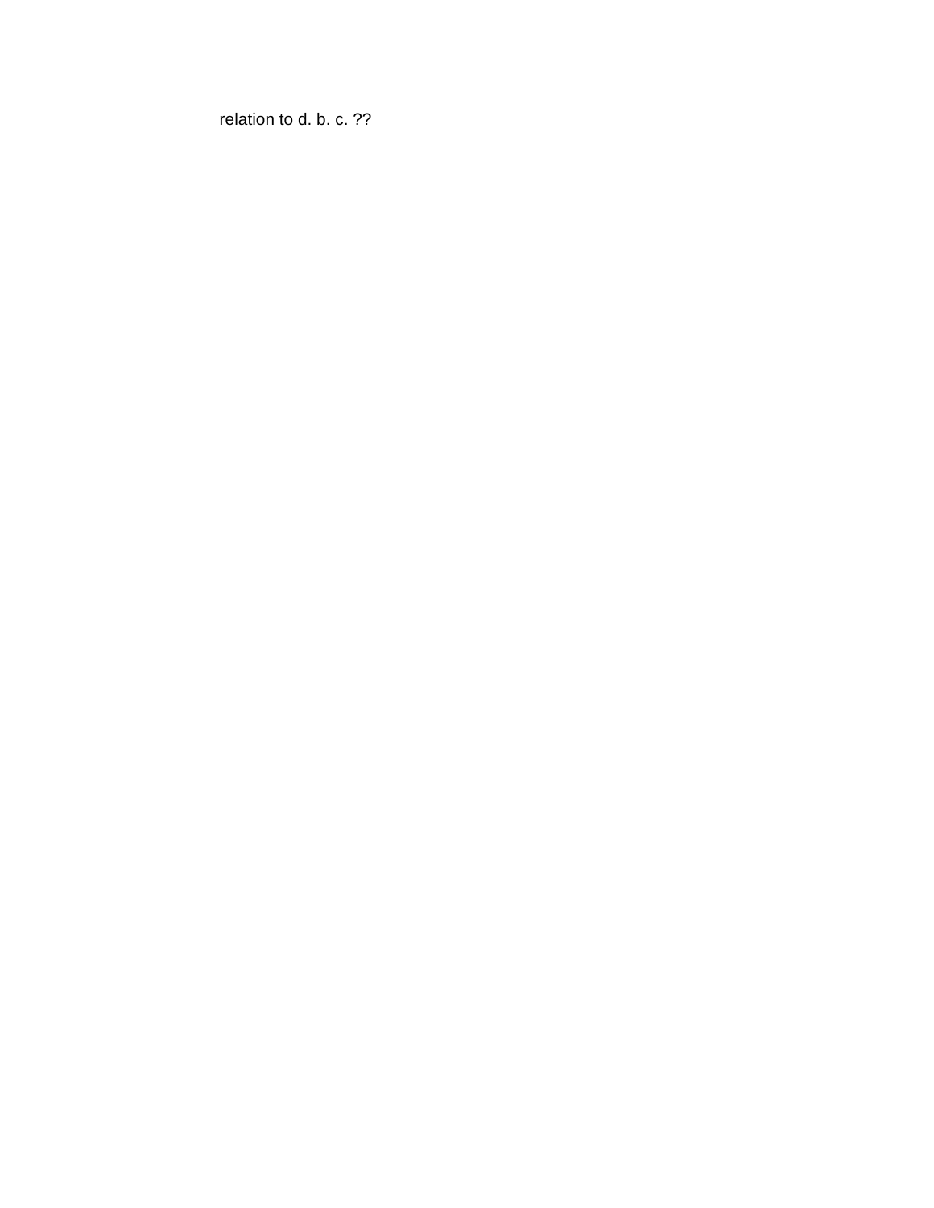relation to d. b. c. ??